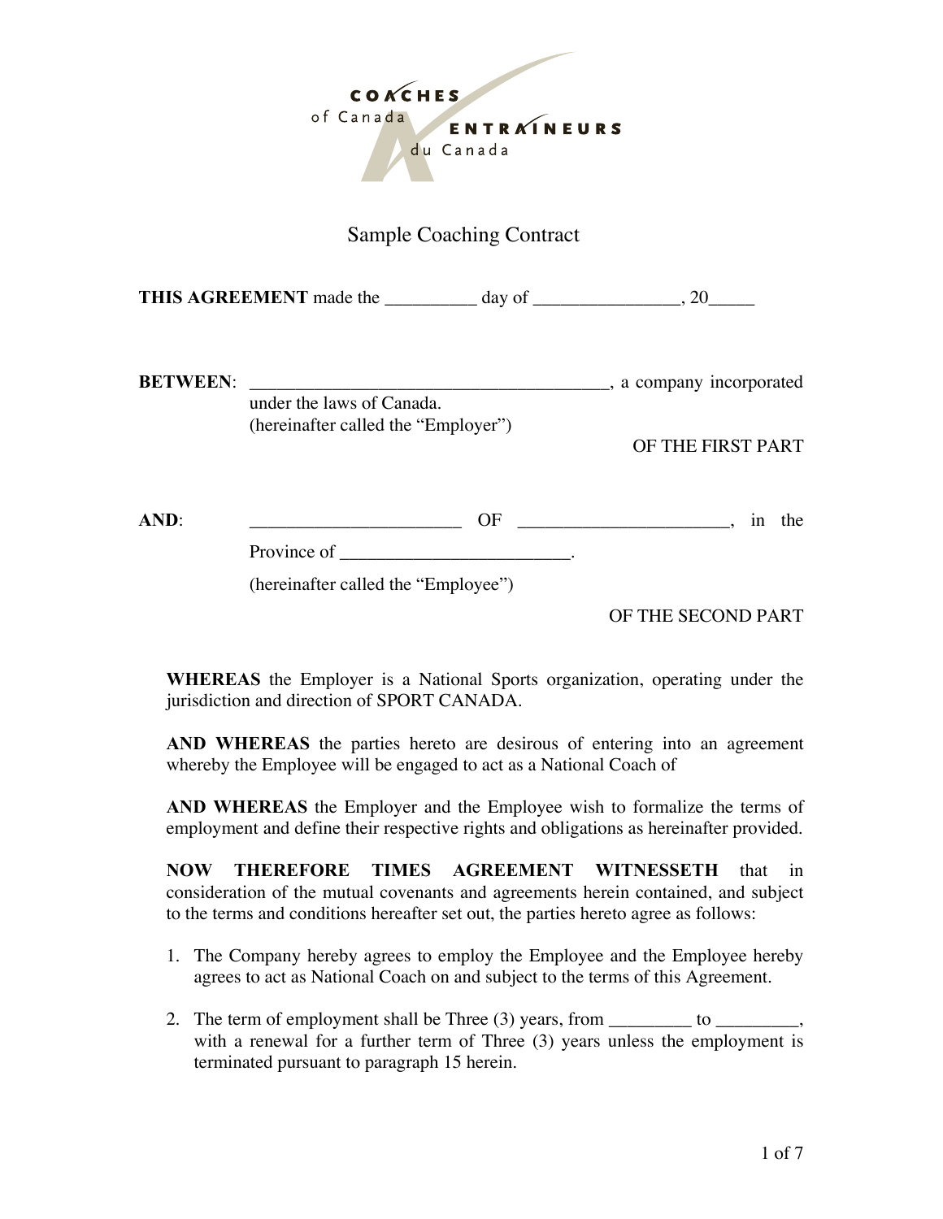COACHES of Canada ENTRAINEURS du Canada

# Sample Coaching Contract

**THIS AGREEMENT** made the __________ day of ________________, 20_____

**BETWEEN**: ________________________________________, a company incorporated under the laws of Canada.
(hereinafter called the "Employer")

OF THE FIRST PART

**AND**: _______________________ OF _______________________, in the Province of _________________________.
(hereinafter called the "Employee")

OF THE SECOND PART

**WHEREAS** the Employer is a National Sports organization, operating under the jurisdiction and direction of SPORT CANADA.

**AND WHEREAS** the parties hereto are desirous of entering into an agreement whereby the Employee will be engaged to act as a National Coach of

**AND WHEREAS** the Employer and the Employee wish to formalize the terms of employment and define their respective rights and obligations as hereinafter provided.

**NOW THEREFORE TIMES AGREEMENT WITNESSETH** that in consideration of the mutual covenants and agreements herein contained, and subject to the terms and conditions hereafter set out, the parties hereto agree as follows:

1. The Company hereby agrees to employ the Employee and the Employee hereby agrees to act as National Coach on and subject to the terms of this Agreement.

2. The term of employment shall be Three (3) years, from _________ to _________, with a renewal for a further term of Three (3) years unless the employment is terminated pursuant to paragraph 15 herein.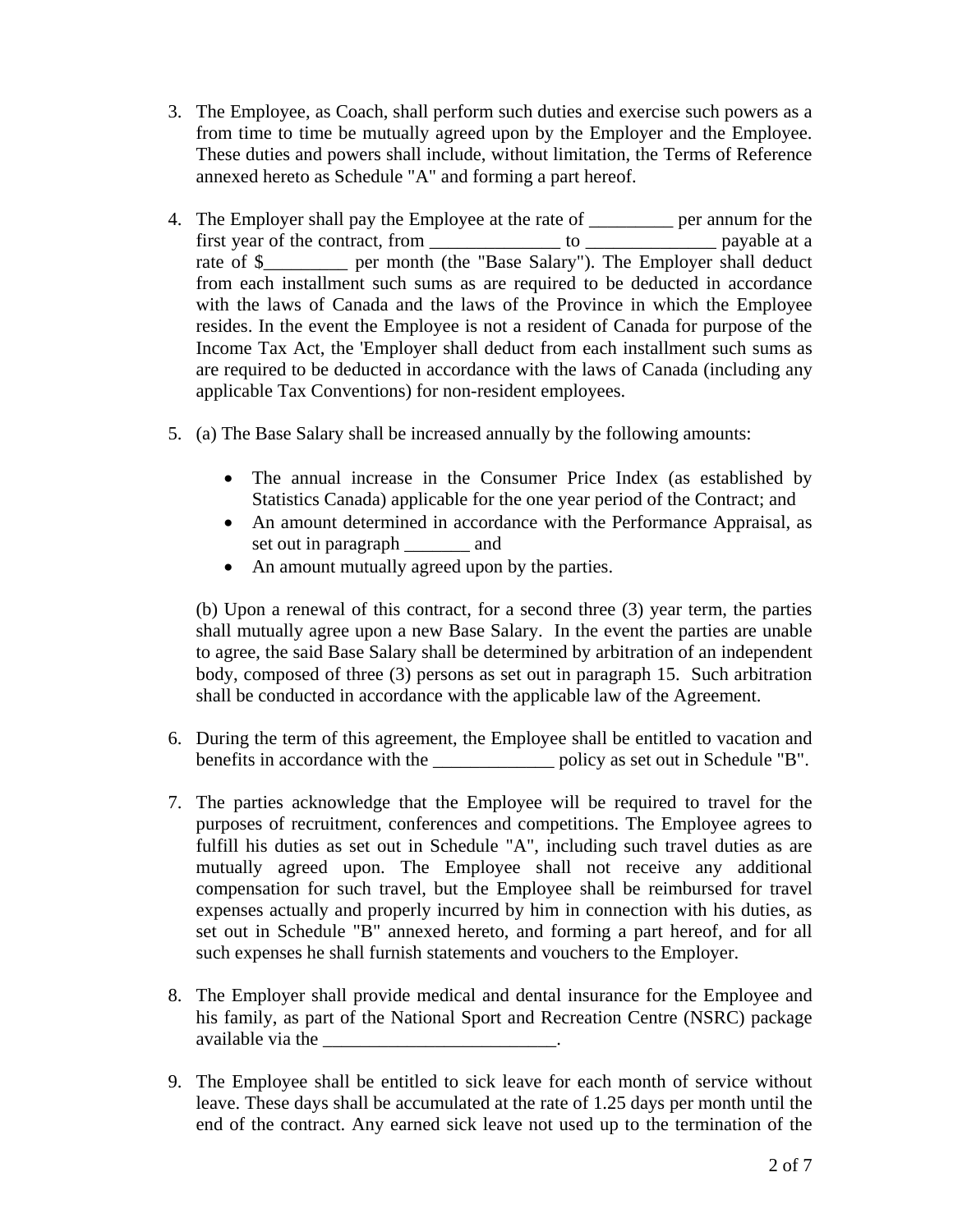3. The Employee, as Coach, shall perform such duties and exercise such powers as a from time to time be mutually agreed upon by the Employer and the Employee. These duties and powers shall include, without limitation, the Terms of Reference annexed hereto as Schedule "A" and forming a part hereof.

4. The Employer shall pay the Employee at the rate of _________ per annum for the first year of the contract, from ______________ to ______________ payable at a rate of $_________ per month (the "Base Salary"). The Employer shall deduct from each installment such sums as are required to be deducted in accordance with the laws of Canada and the laws of the Province in which the Employee resides. In the event the Employee is not a resident of Canada for purpose of the Income Tax Act, the 'Employer shall deduct from each installment such sums as are required to be deducted in accordance with the laws of Canada (including any applicable Tax Conventions) for non-resident employees.

5. (a) The Base Salary shall be increased annually by the following amounts:

   - The annual increase in the Consumer Price Index (as established by Statistics Canada) applicable for the one year period of the Contract; and
   - An amount determined in accordance with the Performance Appraisal, as set out in paragraph _______ and
   - An amount mutually agreed upon by the parties.

   (b) Upon a renewal of this contract, for a second three (3) year term, the parties shall mutually agree upon a new Base Salary. In the event the parties are unable to agree, the said Base Salary shall be determined by arbitration of an independent body, composed of three (3) persons as set out in paragraph 15. Such arbitration shall be conducted in accordance with the applicable law of the Agreement.

6. During the term of this agreement, the Employee shall be entitled to vacation and benefits in accordance with the _____________ policy as set out in Schedule "B".

7. The parties acknowledge that the Employee will be required to travel for the purposes of recruitment, conferences and competitions. The Employee agrees to fulfill his duties as set out in Schedule "A", including such travel duties as are mutually agreed upon. The Employee shall not receive any additional compensation for such travel, but the Employee shall be reimbursed for travel expenses actually and properly incurred by him in connection with his duties, as set out in Schedule "B" annexed hereto, and forming a part hereof, and for all such expenses he shall furnish statements and vouchers to the Employer.

8. The Employer shall provide medical and dental insurance for the Employee and his family, as part of the National Sport and Recreation Centre (NSRC) package available via the _________________________.

9. The Employee shall be entitled to sick leave for each month of service without leave. These days shall be accumulated at the rate of 1.25 days per month until the end of the contract. Any earned sick leave not used up to the termination of the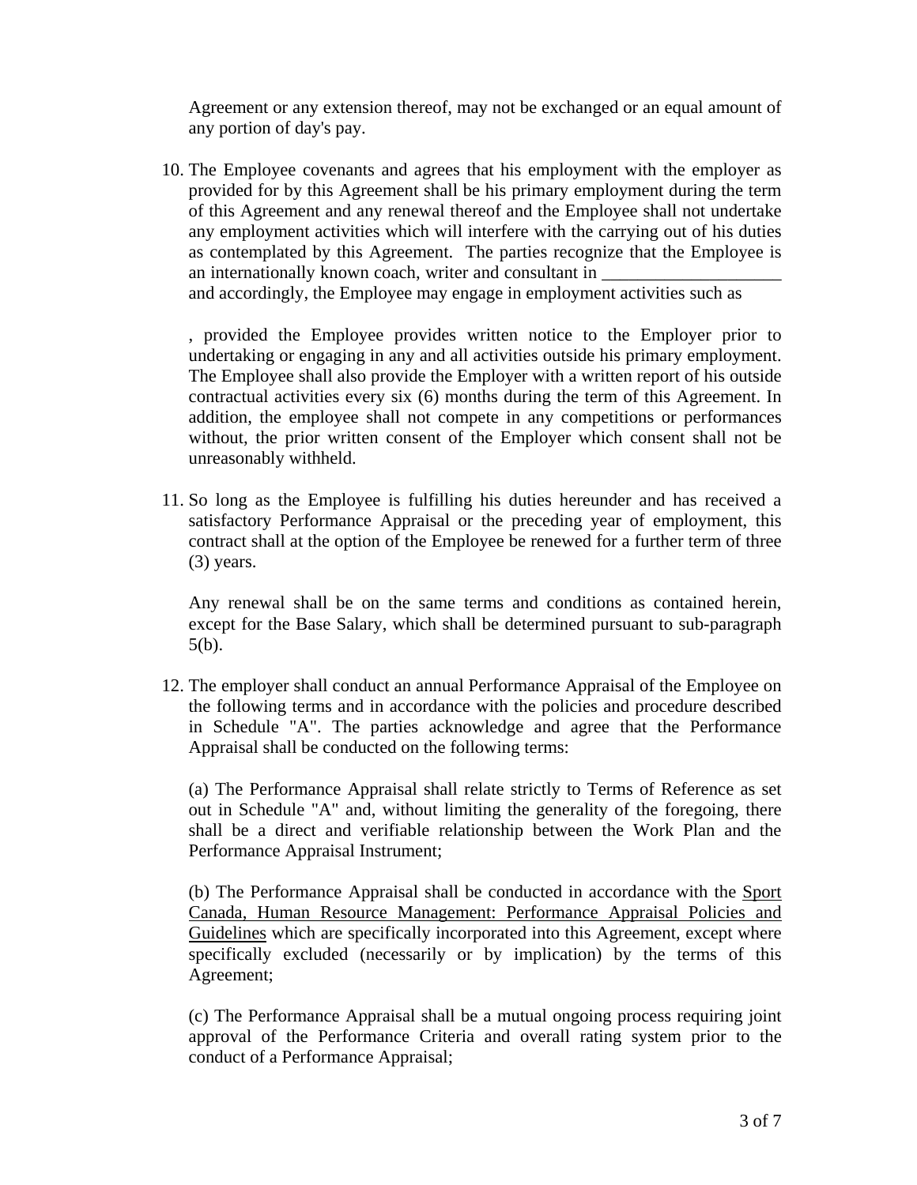Agreement or any extension thereof, may not be exchanged or an equal amount of any portion of day's pay.

10. The Employee covenants and agrees that his employment with the employer as provided for by this Agreement shall be his primary employment during the term of this Agreement and any renewal thereof and the Employee shall not undertake any employment activities which will interfere with the carrying out of his duties as contemplated by this Agreement. The parties recognize that the Employee is an internationally known coach, writer and consultant in ____________________ and accordingly, the Employee may engage in employment activities such as

    , provided the Employee provides written notice to the Employer prior to undertaking or engaging in any and all activities outside his primary employment. The Employee shall also provide the Employer with a written report of his outside contractual activities every six (6) months during the term of this Agreement. In addition, the employee shall not compete in any competitions or performances without, the prior written consent of the Employer which consent shall not be unreasonably withheld.

11. So long as the Employee is fulfilling his duties hereunder and has received a satisfactory Performance Appraisal or the preceding year of employment, this contract shall at the option of the Employee be renewed for a further term of three (3) years.

    Any renewal shall be on the same terms and conditions as contained herein, except for the Base Salary, which shall be determined pursuant to sub-paragraph 5(b).

12. The employer shall conduct an annual Performance Appraisal of the Employee on the following terms and in accordance with the policies and procedure described in Schedule "A". The parties acknowledge and agree that the Performance Appraisal shall be conducted on the following terms:

    (a) The Performance Appraisal shall relate strictly to Terms of Reference as set out in Schedule "A" and, without limiting the generality of the foregoing, there shall be a direct and verifiable relationship between the Work Plan and the Performance Appraisal Instrument;

    (b) The Performance Appraisal shall be conducted in accordance with the Sport Canada, Human Resource Management: Performance Appraisal Policies and Guidelines which are specifically incorporated into this Agreement, except where specifically excluded (necessarily or by implication) by the terms of this Agreement;

    (c) The Performance Appraisal shall be a mutual ongoing process requiring joint approval of the Performance Criteria and overall rating system prior to the conduct of a Performance Appraisal;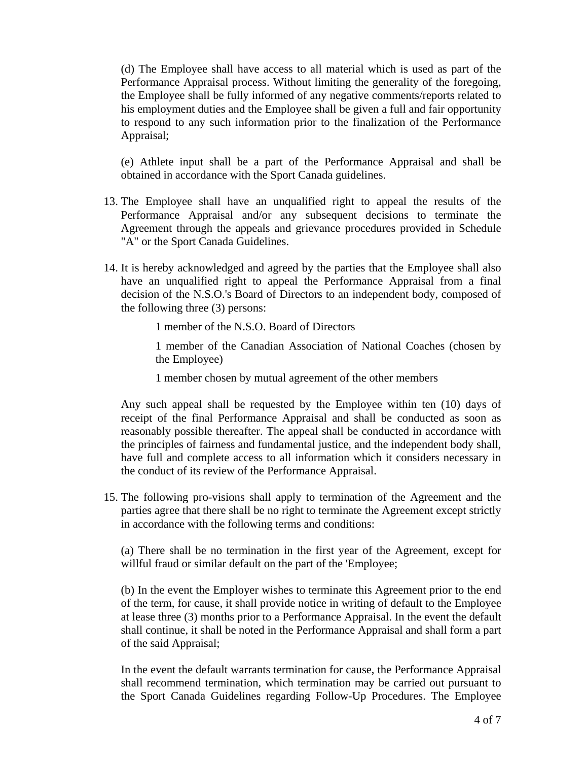(d) The Employee shall have access to all material which is used as part of the Performance Appraisal process. Without limiting the generality of the foregoing, the Employee shall be fully informed of any negative comments/reports related to his employment duties and the Employee shall be given a full and fair opportunity to respond to any such information prior to the finalization of the Performance Appraisal;

(e) Athlete input shall be a part of the Performance Appraisal and shall be obtained in accordance with the Sport Canada guidelines.

13. The Employee shall have an unqualified right to appeal the results of the Performance Appraisal and/or any subsequent decisions to terminate the Agreement through the appeals and grievance procedures provided in Schedule "A" or the Sport Canada Guidelines.

14. It is hereby acknowledged and agreed by the parties that the Employee shall also have an unqualified right to appeal the Performance Appraisal from a final decision of the N.S.O.'s Board of Directors to an independent body, composed of the following three (3) persons:

    1 member of the N.S.O. Board of Directors

    1 member of the Canadian Association of National Coaches (chosen by the Employee)

    1 member chosen by mutual agreement of the other members

    Any such appeal shall be requested by the Employee within ten (10) days of receipt of the final Performance Appraisal and shall be conducted as soon as reasonably possible thereafter. The appeal shall be conducted in accordance with the principles of fairness and fundamental justice, and the independent body shall, have full and complete access to all information which it considers necessary in the conduct of its review of the Performance Appraisal.

15. The following pro-visions shall apply to termination of the Agreement and the parties agree that there shall be no right to terminate the Agreement except strictly in accordance with the following terms and conditions:

    (a) There shall be no termination in the first year of the Agreement, except for willful fraud or similar default on the part of the 'Employee;

    (b) In the event the Employer wishes to terminate this Agreement prior to the end of the term, for cause, it shall provide notice in writing of default to the Employee at lease three (3) months prior to a Performance Appraisal. In the event the default shall continue, it shall be noted in the Performance Appraisal and shall form a part of the said Appraisal;

    In the event the default warrants termination for cause, the Performance Appraisal shall recommend termination, which termination may be carried out pursuant to the Sport Canada Guidelines regarding Follow-Up Procedures. The Employee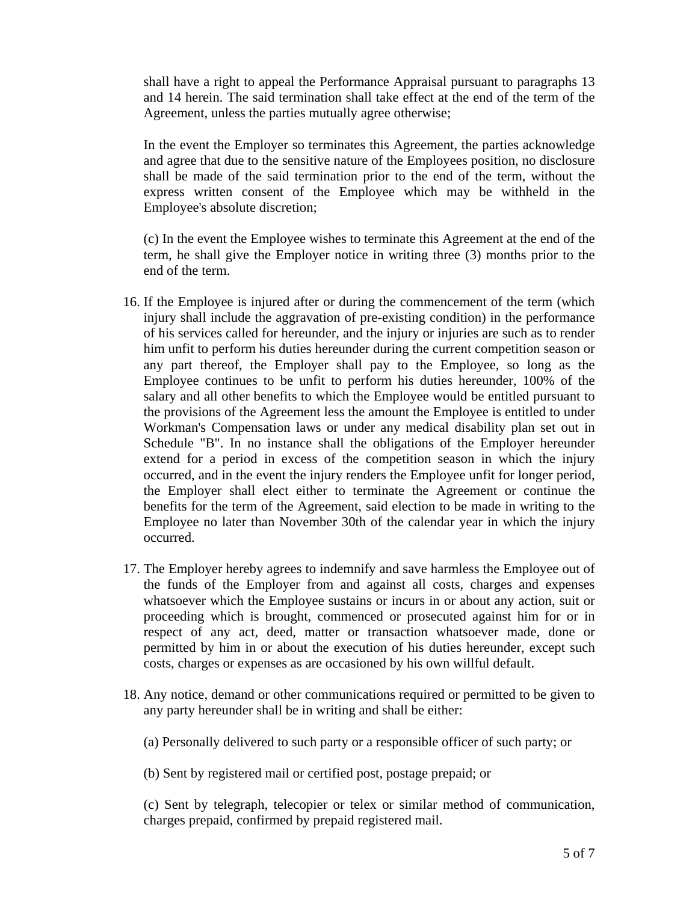shall have a right to appeal the Performance Appraisal pursuant to paragraphs 13 and 14 herein. The said termination shall take effect at the end of the term of the Agreement, unless the parties mutually agree otherwise;

In the event the Employer so terminates this Agreement, the parties acknowledge and agree that due to the sensitive nature of the Employees position, no disclosure shall be made of the said termination prior to the end of the term, without the express written consent of the Employee which may be withheld in the Employee's absolute discretion;

(c) In the event the Employee wishes to terminate this Agreement at the end of the term, he shall give the Employer notice in writing three (3) months prior to the end of the term.

16. If the Employee is injured after or during the commencement of the term (which injury shall include the aggravation of pre-existing condition) in the performance of his services called for hereunder, and the injury or injuries are such as to render him unfit to perform his duties hereunder during the current competition season or any part thereof, the Employer shall pay to the Employee, so long as the Employee continues to be unfit to perform his duties hereunder, 100% of the salary and all other benefits to which the Employee would be entitled pursuant to the provisions of the Agreement less the amount the Employee is entitled to under Workman's Compensation laws or under any medical disability plan set out in Schedule "B". In no instance shall the obligations of the Employer hereunder extend for a period in excess of the competition season in which the injury occurred, and in the event the injury renders the Employee unfit for longer period, the Employer shall elect either to terminate the Agreement or continue the benefits for the term of the Agreement, said election to be made in writing to the Employee no later than November 30th of the calendar year in which the injury occurred.

17. The Employer hereby agrees to indemnify and save harmless the Employee out of the funds of the Employer from and against all costs, charges and expenses whatsoever which the Employee sustains or incurs in or about any action, suit or proceeding which is brought, commenced or prosecuted against him for or in respect of any act, deed, matter or transaction whatsoever made, done or permitted by him in or about the execution of his duties hereunder, except such costs, charges or expenses as are occasioned by his own willful default.

18. Any notice, demand or other communications required or permitted to be given to any party hereunder shall be in writing and shall be either:

    (a) Personally delivered to such party or a responsible officer of such party; or

    (b) Sent by registered mail or certified post, postage prepaid; or

    (c) Sent by telegraph, telecopier or telex or similar method of communication, charges prepaid, confirmed by prepaid registered mail.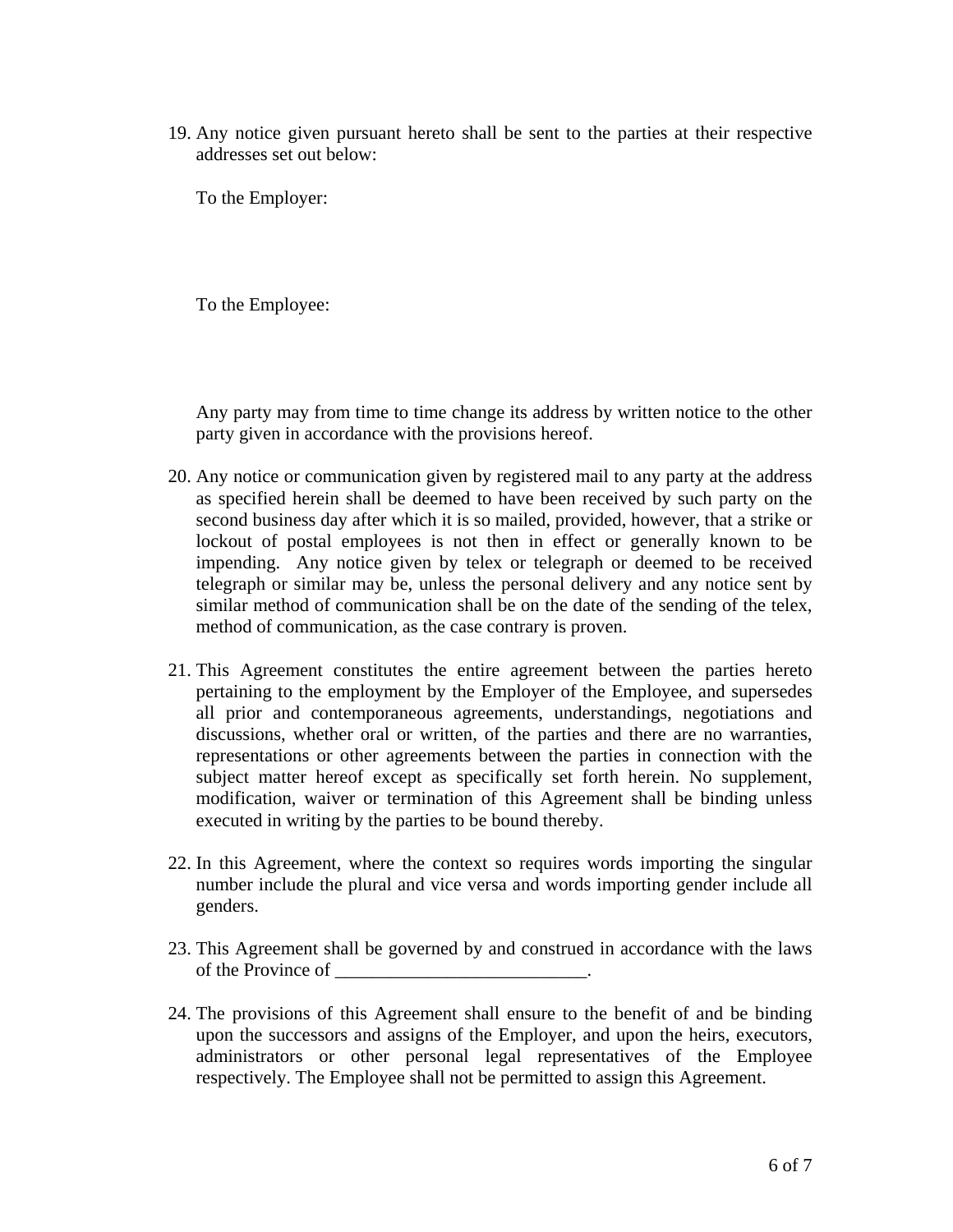19. Any notice given pursuant hereto shall be sent to the parties at their respective addresses set out below:

    To the Employer:

    To the Employee:

    Any party may from time to time change its address by written notice to the other party given in accordance with the provisions hereof.

20. Any notice or communication given by registered mail to any party at the address as specified herein shall be deemed to have been received by such party on the second business day after which it is so mailed, provided, however, that a strike or lockout of postal employees is not then in effect or generally known to be impending. Any notice given by telex or telegraph or deemed to be received telegraph or similar may be, unless the personal delivery and any notice sent by similar method of communication shall be on the date of the sending of the telex, method of communication, as the case contrary is proven.

21. This Agreement constitutes the entire agreement between the parties hereto pertaining to the employment by the Employer of the Employee, and supersedes all prior and contemporaneous agreements, understandings, negotiations and discussions, whether oral or written, of the parties and there are no warranties, representations or other agreements between the parties in connection with the subject matter hereof except as specifically set forth herein. No supplement, modification, waiver or termination of this Agreement shall be binding unless executed in writing by the parties to be bound thereby.

22. In this Agreement, where the context so requires words importing the singular number include the plural and vice versa and words importing gender include all genders.

23. This Agreement shall be governed by and construed in accordance with the laws of the Province of ___________________________.

24. The provisions of this Agreement shall ensure to the benefit of and be binding upon the successors and assigns of the Employer, and upon the heirs, executors, administrators or other personal legal representatives of the Employee respectively. The Employee shall not be permitted to assign this Agreement.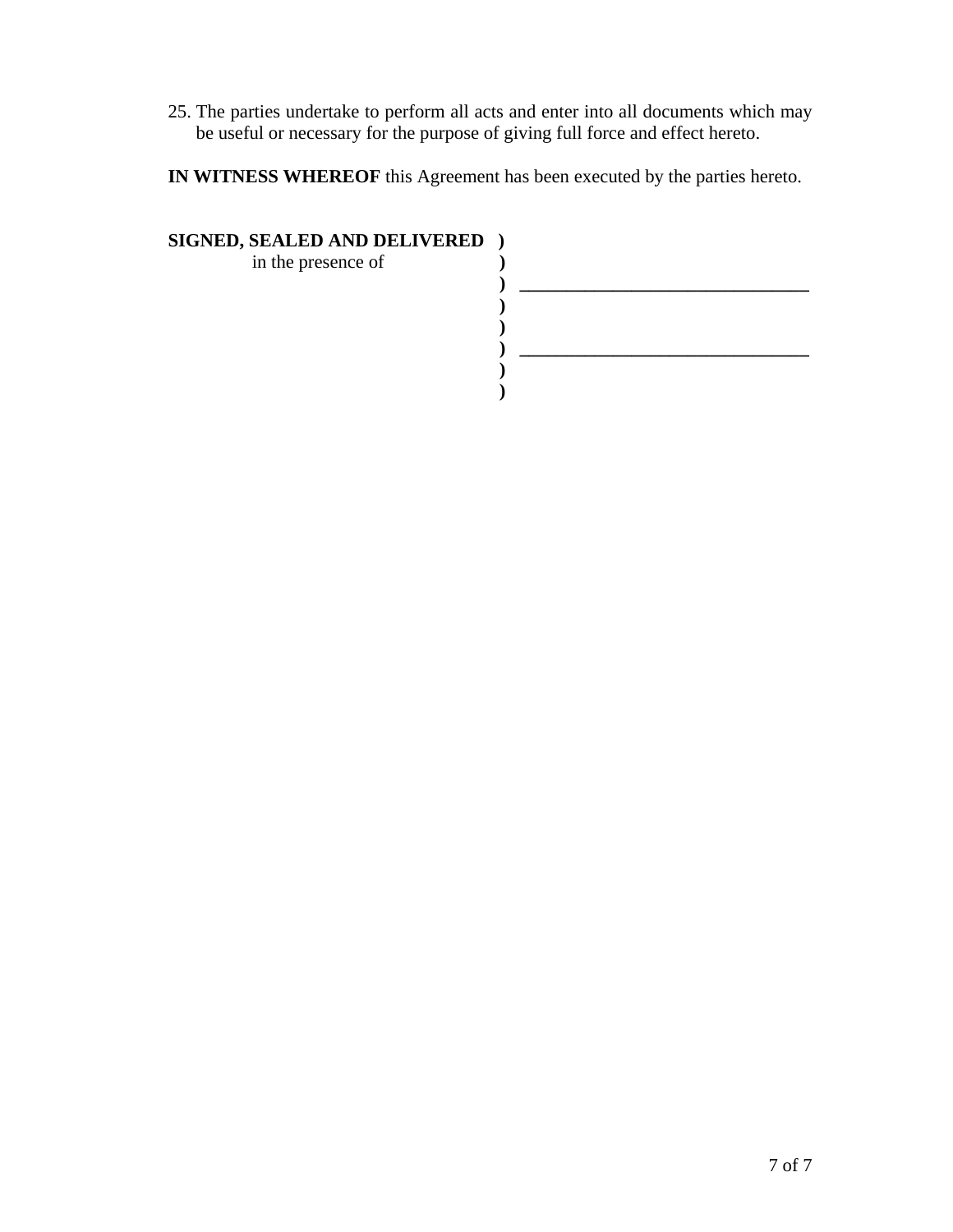25. The parties undertake to perform all acts and enter into all documents which may be useful or necessary for the purpose of giving full force and effect hereto.

**IN WITNESS WHEREOF** this Agreement has been executed by the parties hereto.

| | | |
|---|---|---|
| **SIGNED, SEALED AND DELIVERED** | **)** | |
| in the presence of | **)** | |
| | **)** | ______________________________ |
| | **)** | |
| | **)** | |
| | **)** | ______________________________ |
| | **)** | |
| | **)** | |